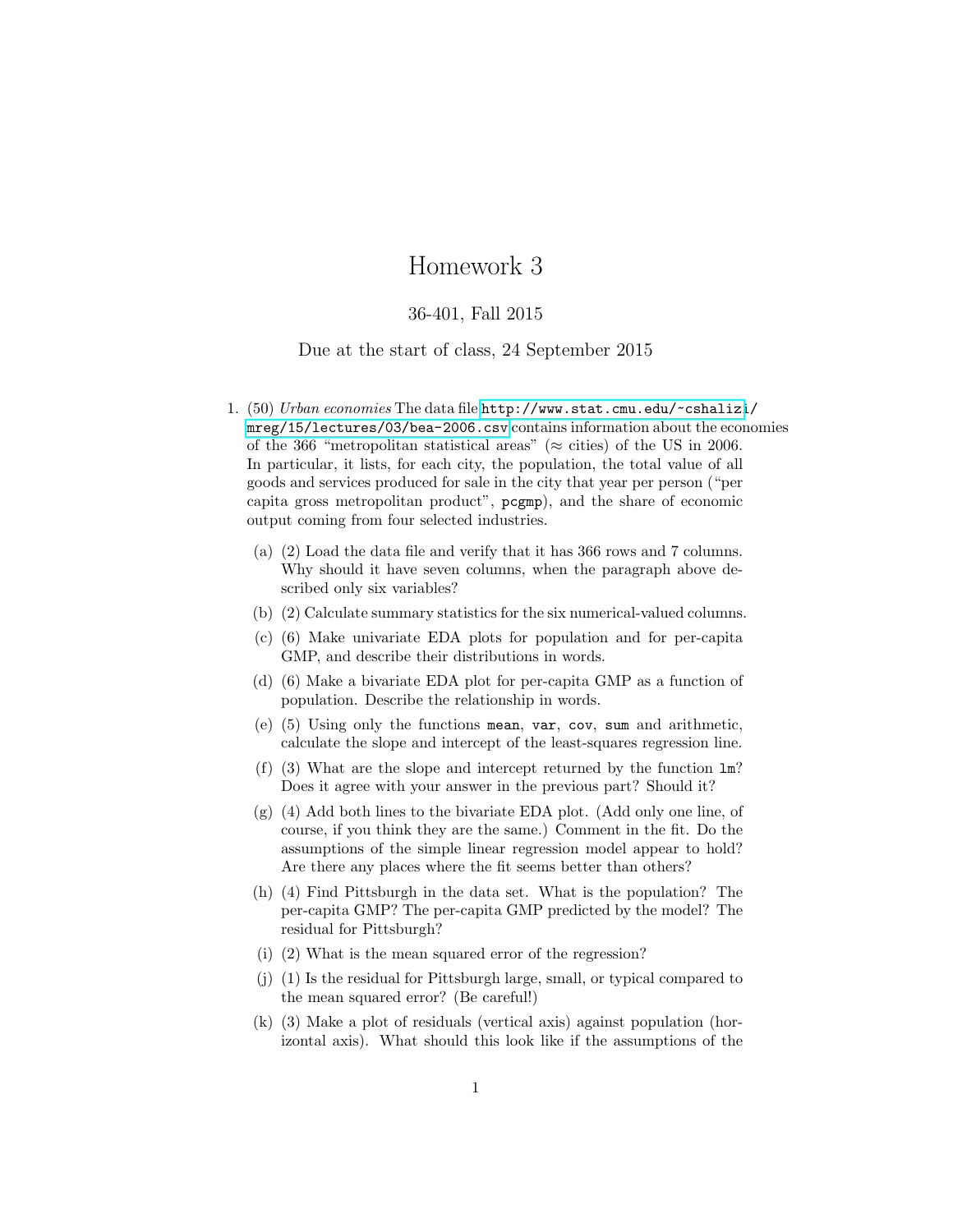# Homework 3

36-401, Fall 2015

Due at the start of class, 24 September 2015

1. (50) *Urban economies* The data file http://www.stat.cmu.edu/~cshalizi/mreg/15/lectures/03/bea-2006.csv contains information about the economies of the 366 "metropolitan statistical areas" ($\approx$ cities) of the US in 2006. In particular, it lists, for each city, the population, the total value of all goods and services produced for sale in the city that year per person ("per capita gross metropolitan product", `pcgmp`), and the share of economic output coming from four selected industries.

   (a) (2) Load the data file and verify that it has 366 rows and 7 columns. Why should it have seven columns, when the paragraph above described only six variables?

   (b) (2) Calculate summary statistics for the six numerical-valued columns.

   (c) (6) Make univariate EDA plots for population and for per-capita GMP, and describe their distributions in words.

   (d) (6) Make a bivariate EDA plot for per-capita GMP as a function of population. Describe the relationship in words.

   (e) (5) Using only the functions `mean`, `var`, `cov`, `sum` and arithmetic, calculate the slope and intercept of the least-squares regression line.

   (f) (3) What are the slope and intercept returned by the function `lm`? Does it agree with your answer in the previous part? Should it?

   (g) (4) Add both lines to the bivariate EDA plot. (Add only one line, of course, if you think they are the same.) Comment in the fit. Do the assumptions of the simple linear regression model appear to hold? Are there any places where the fit seems better than others?

   (h) (4) Find Pittsburgh in the data set. What is the population? The per-capita GMP? The per-capita GMP predicted by the model? The residual for Pittsburgh?

   (i) (2) What is the mean squared error of the regression?

   (j) (1) Is the residual for Pittsburgh large, small, or typical compared to the mean squared error? (Be careful!)

   (k) (3) Make a plot of residuals (vertical axis) against population (horizontal axis). What should this look like if the assumptions of the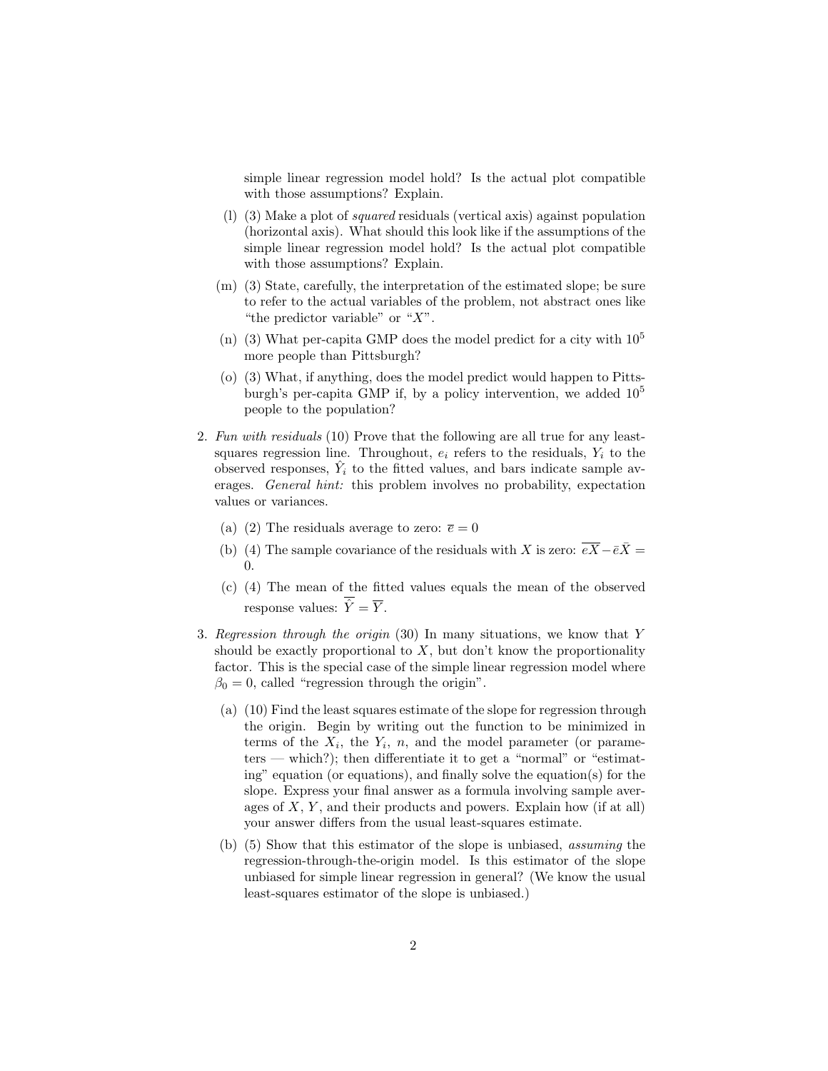simple linear regression model hold? Is the actual plot compatible with those assumptions? Explain.

(l) (3) Make a plot of *squared* residuals (vertical axis) against population (horizontal axis). What should this look like if the assumptions of the simple linear regression model hold? Is the actual plot compatible with those assumptions? Explain.

(m) (3) State, carefully, the interpretation of the estimated slope; be sure to refer to the actual variables of the problem, not abstract ones like "the predictor variable" or "$X$".

(n) (3) What per-capita GMP does the model predict for a city with $10^5$ more people than Pittsburgh?

(o) (3) What, if anything, does the model predict would happen to Pittsburgh's per-capita GMP if, by a policy intervention, we added $10^5$ people to the population?

2. *Fun with residuals* (10) Prove that the following are all true for any least-squares regression line. Throughout, $e_i$ refers to the residuals, $Y_i$ to the observed responses, $\hat{Y}_i$ to the fitted values, and bars indicate sample averages. *General hint:* this problem involves no probability, expectation values or variances.

   (a) (2) The residuals average to zero: $\overline{e} = 0$

   (b) (4) The sample covariance of the residuals with $X$ is zero: $\overline{eX} - \bar{e}\bar{X} = 0$.

   (c) (4) The mean of the fitted values equals the mean of the observed response values: $\overline{\hat{Y}} = \overline{Y}$.

3. *Regression through the origin* (30) In many situations, we know that $Y$ should be exactly proportional to $X$, but don't know the proportionality factor. This is the special case of the simple linear regression model where $\beta_0 = 0$, called "regression through the origin".

   (a) (10) Find the least squares estimate of the slope for regression through the origin. Begin by writing out the function to be minimized in terms of the $X_i$, the $Y_i$, $n$, and the model parameter (or parameters — which?); then differentiate it to get a "normal" or "estimating" equation (or equations), and finally solve the equation(s) for the slope. Express your final answer as a formula involving sample averages of $X$, $Y$, and their products and powers. Explain how (if at all) your answer differs from the usual least-squares estimate.

   (b) (5) Show that this estimator of the slope is unbiased, *assuming* the regression-through-the-origin model. Is this estimator of the slope unbiased for simple linear regression in general? (We know the usual least-squares estimator of the slope is unbiased.)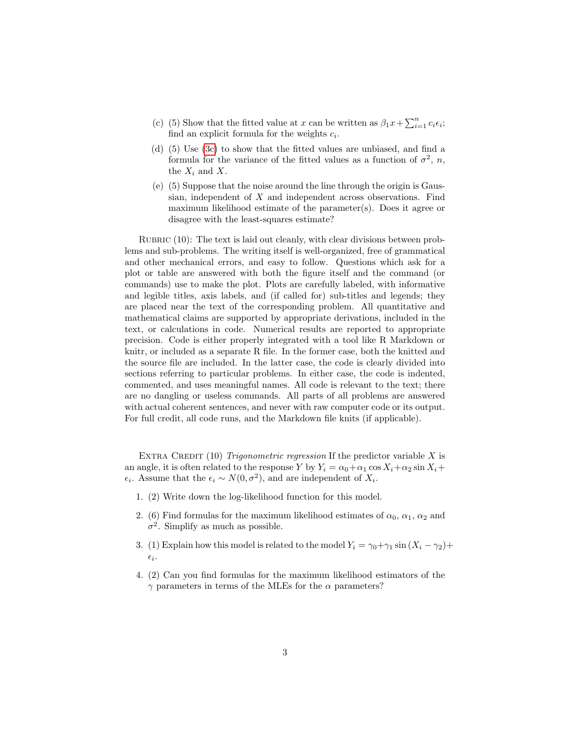(c) (5) Show that the fitted value at $x$ can be written as $\beta_1 x + \sum_{i=1}^{n} c_i \epsilon_i$; find an explicit formula for the weights $c_i$.

(d) (5) Use (3c) to show that the fitted values are unbiased, and find a formula for the variance of the fitted values as a function of $\sigma^2$, $n$, the $X_i$ and $X$.

(e) (5) Suppose that the noise around the line through the origin is Gaussian, independent of $X$ and independent across observations. Find maximum likelihood estimate of the parameter(s). Does it agree or disagree with the least-squares estimate?

RUBRIC (10): The text is laid out cleanly, with clear divisions between problems and sub-problems. The writing itself is well-organized, free of grammatical and other mechanical errors, and easy to follow. Questions which ask for a plot or table are answered with both the figure itself and the command (or commands) use to make the plot. Plots are carefully labeled, with informative and legible titles, axis labels, and (if called for) sub-titles and legends; they are placed near the text of the corresponding problem. All quantitative and mathematical claims are supported by appropriate derivations, included in the text, or calculations in code. Numerical results are reported to appropriate precision. Code is either properly integrated with a tool like R Markdown or knitr, or included as a separate R file. In the former case, both the knitted and the source file are included. In the latter case, the code is clearly divided into sections referring to particular problems. In either case, the code is indented, commented, and uses meaningful names. All code is relevant to the text; there are no dangling or useless commands. All parts of all problems are answered with actual coherent sentences, and never with raw computer code or its output. For full credit, all code runs, and the Markdown file knits (if applicable).

EXTRA CREDIT (10) *Trigonometric regression* If the predictor variable $X$ is an angle, it is often related to the response $Y$ by $Y_i = \alpha_0 + \alpha_1 \cos X_i + \alpha_2 \sin X_i + \epsilon_i$. Assume that the $\epsilon_i \sim N(0, \sigma^2)$, and are independent of $X_i$.

1. (2) Write down the log-likelihood function for this model.
2. (6) Find formulas for the maximum likelihood estimates of $\alpha_0$, $\alpha_1$, $\alpha_2$ and $\sigma^2$. Simplify as much as possible.
3. (1) Explain how this model is related to the model $Y_i = \gamma_0 + \gamma_1 \sin(X_i - \gamma_2) + \epsilon_i$.
4. (2) Can you find formulas for the maximum likelihood estimators of the $\gamma$ parameters in terms of the MLEs for the $\alpha$ parameters?